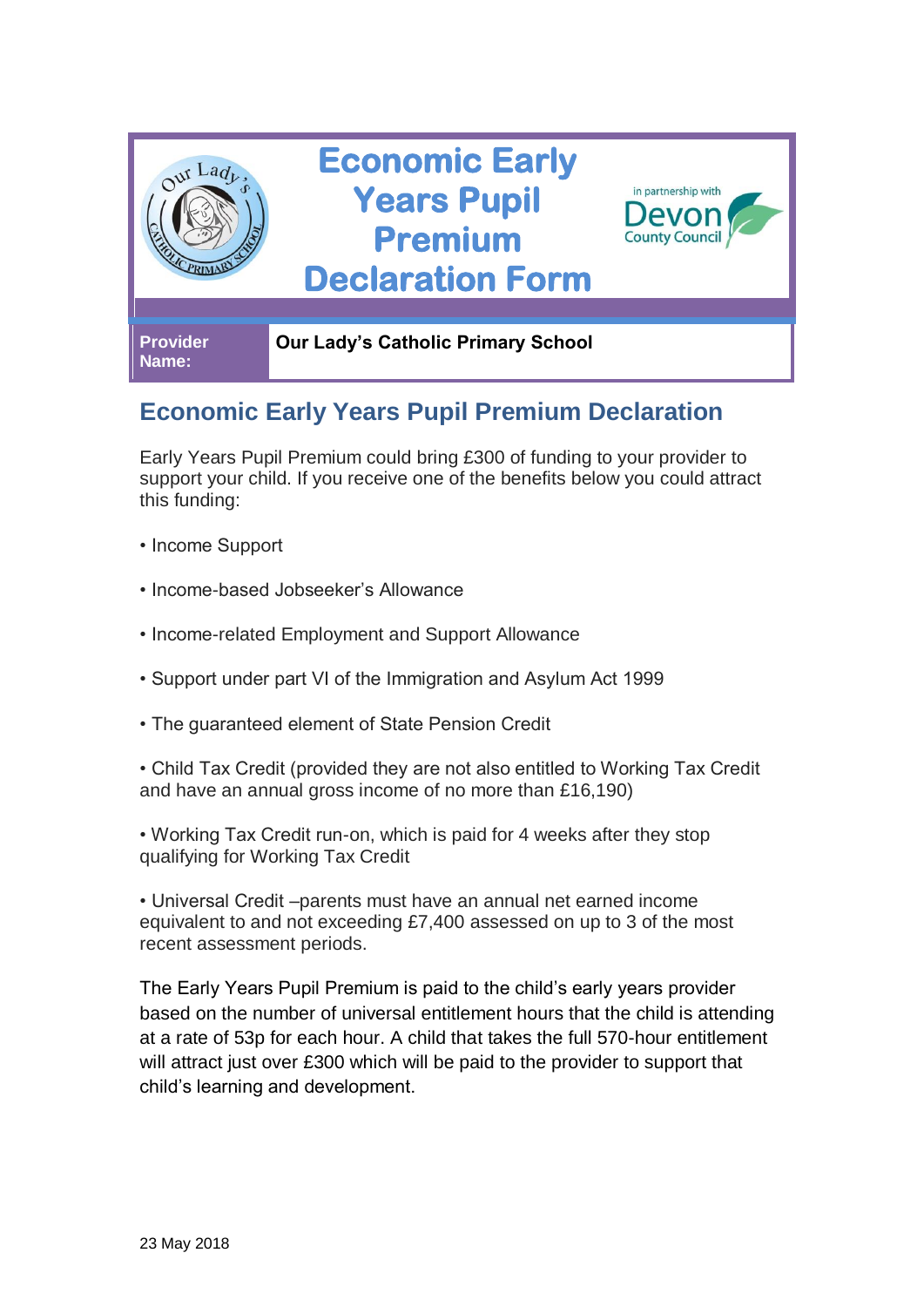# Economic Early Years Pupil Premium Declaration Form

in partnership with Devon County Council

| Provider Name: | Our Lady's Catholic Primary School |
| --- | --- |

## Economic Early Years Pupil Premium Declaration

Early Years Pupil Premium could bring £300 of funding to your provider to support your child. If you receive one of the benefits below you could attract this funding:

- Income Support
- Income-based Jobseeker's Allowance
- Income-related Employment and Support Allowance
- Support under part VI of the Immigration and Asylum Act 1999
- The guaranteed element of State Pension Credit
- Child Tax Credit (provided they are not also entitled to Working Tax Credit and have an annual gross income of no more than £16,190)
- Working Tax Credit run-on, which is paid for 4 weeks after they stop qualifying for Working Tax Credit
- Universal Credit –parents must have an annual net earned income equivalent to and not exceeding £7,400 assessed on up to 3 of the most recent assessment periods.

The Early Years Pupil Premium is paid to the child's early years provider based on the number of universal entitlement hours that the child is attending at a rate of 53p for each hour. A child that takes the full 570-hour entitlement will attract just over £300 which will be paid to the provider to support that child's learning and development.

23 May 2018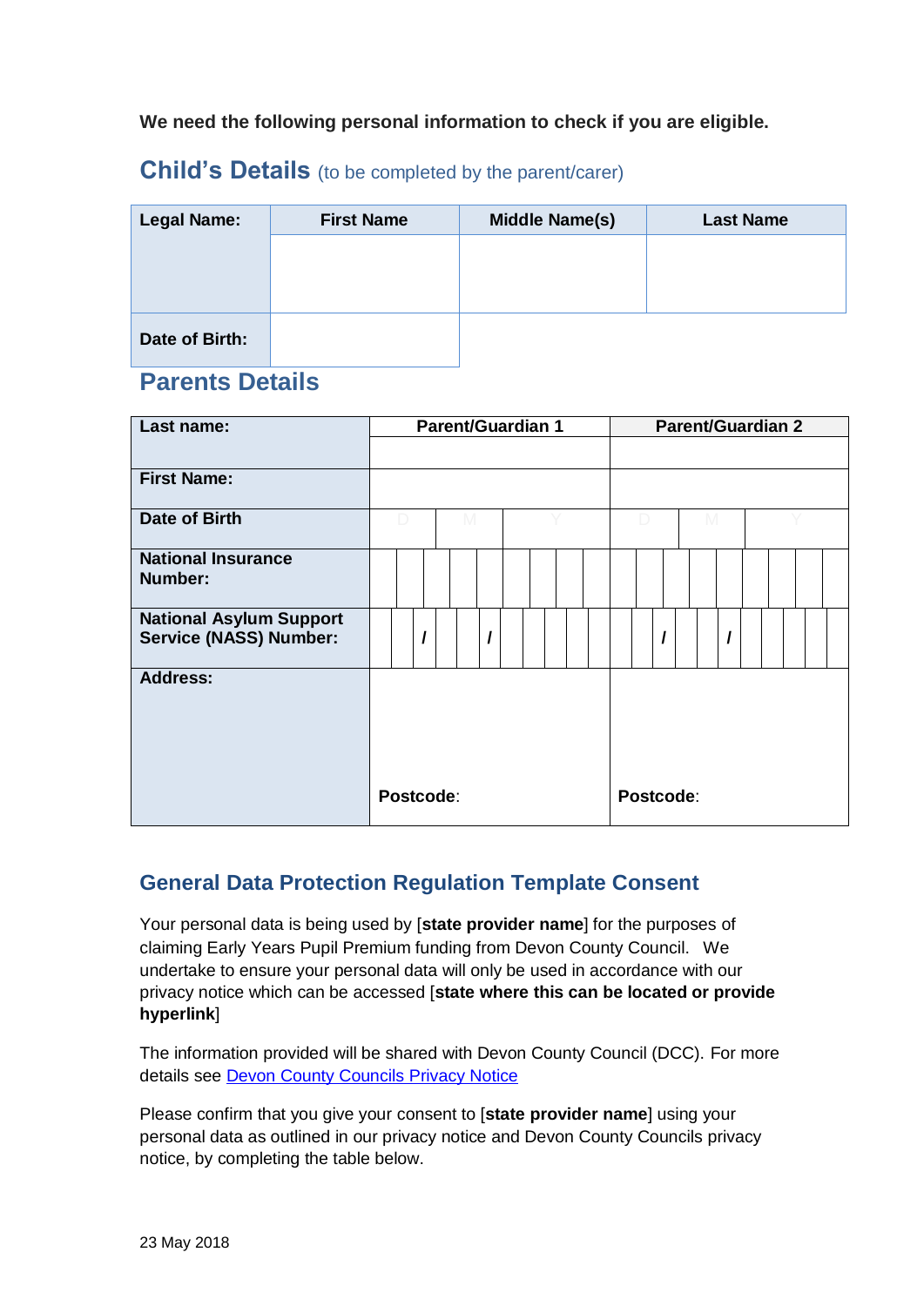**We need the following personal information to check if you are eligible.**

## Child's Details (to be completed by the parent/carer)

| Legal Name: | First Name | Middle Name(s) | Last Name |
|---|---|---|---|
| | | | |
| Date of Birth: | | | |

## Parents Details

| Last name: | Parent/Guardian 1 | Parent/Guardian 2 |
|---|---|---|
| First Name: | | |
| Date of Birth | D / M / Y | D / M / Y |
| National Insurance Number: | | |
| National Asylum Support Service (NASS) Number: | / / | / / |
| Address: | Postcode: | Postcode: |

## General Data Protection Regulation Template Consent

Your personal data is being used by [**state provider name**] for the purposes of claiming Early Years Pupil Premium funding from Devon County Council. We undertake to ensure your personal data will only be used in accordance with our privacy notice which can be accessed [**state where this can be located or provide hyperlink**]

The information provided will be shared with Devon County Council (DCC). For more details see Devon County Councils Privacy Notice

Please confirm that you give your consent to [**state provider name**] using your personal data as outlined in our privacy notice and Devon County Councils privacy notice, by completing the table below.

23 May 2018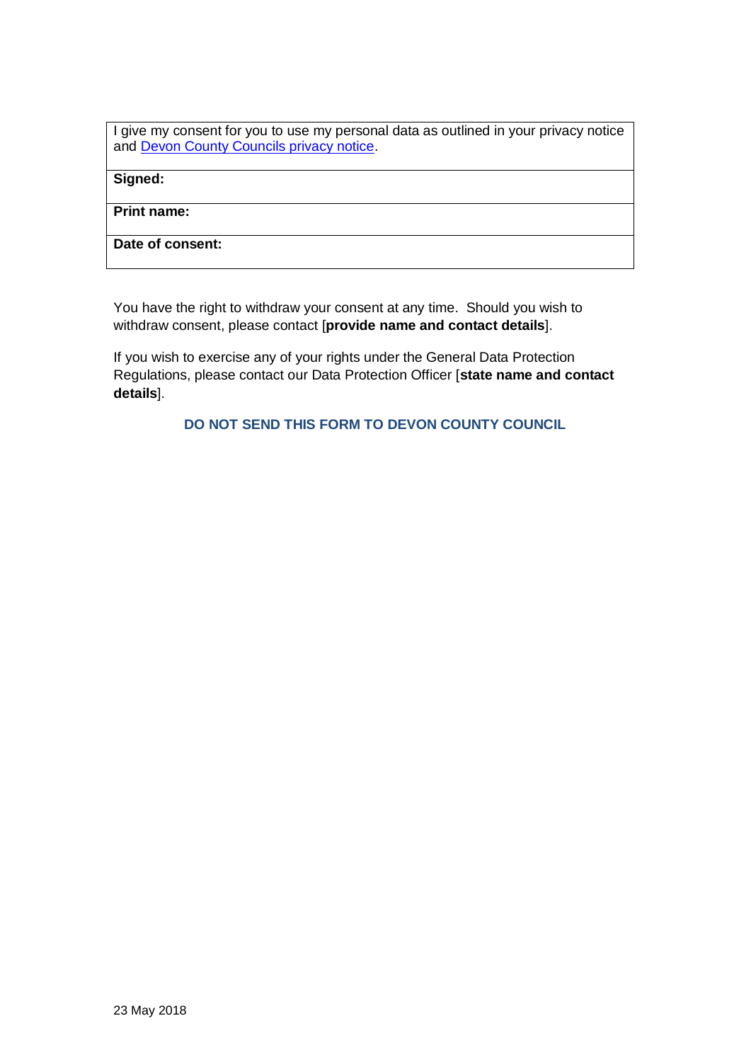| |
|---|
| I give my consent for you to use my personal data as outlined in your privacy notice and [Devon County Councils privacy notice]. |
| **Signed:** |
| **Print name:** |
| **Date of consent:** |

You have the right to withdraw your consent at any time. Should you wish to withdraw consent, please contact [**provide name and contact details**].

If you wish to exercise any of your rights under the General Data Protection Regulations, please contact our Data Protection Officer [**state name and contact details**].

**DO NOT SEND THIS FORM TO DEVON COUNTY COUNCIL**

23 May 2018